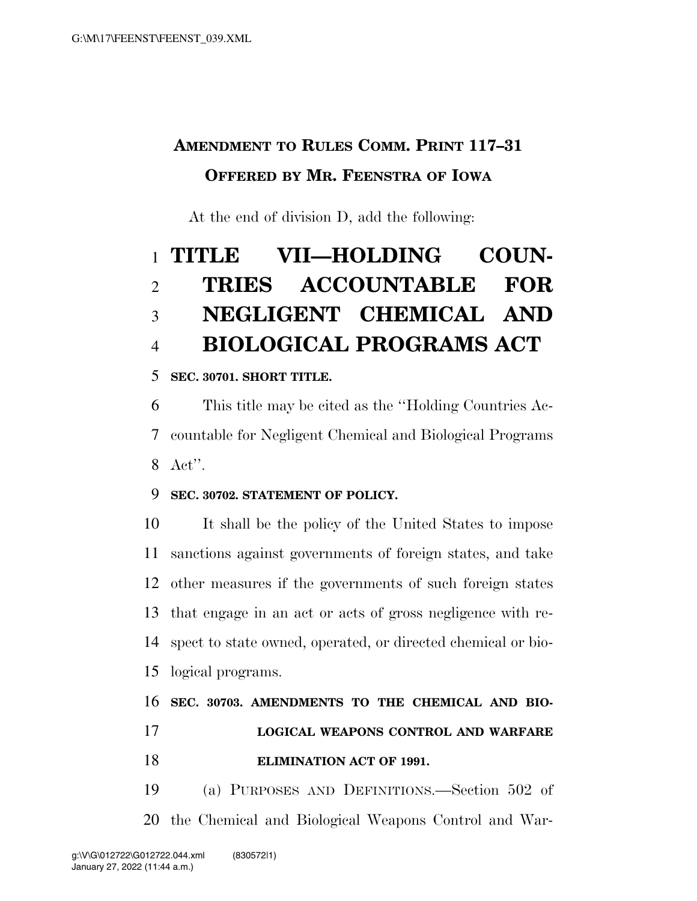**AMENDMENT TO RULES COMM. PRINT 117–31**

**OFFERED BY MR. FEENSTRA OF IOWA**

At the end of division D, add the following:

# TITLE VII—HOLDING COUNTRIES ACCOUNTABLE FOR NEGLIGENT CHEMICAL AND BIOLOGICAL PROGRAMS ACT

**SEC. 30701. SHORT TITLE.**

This title may be cited as the "Holding Countries Accountable for Negligent Chemical and Biological Programs Act".

**SEC. 30702. STATEMENT OF POLICY.**

It shall be the policy of the United States to impose sanctions against governments of foreign states, and take other measures if the governments of such foreign states that engage in an act or acts of gross negligence with respect to state owned, operated, or directed chemical or biological programs.

**SEC. 30703. AMENDMENTS TO THE CHEMICAL AND BIOLOGICAL WEAPONS CONTROL AND WARFARE ELIMINATION ACT OF 1991.**

(a) PURPOSES AND DEFINITIONS.—Section 502 of the Chemical and Biological Weapons Control and War-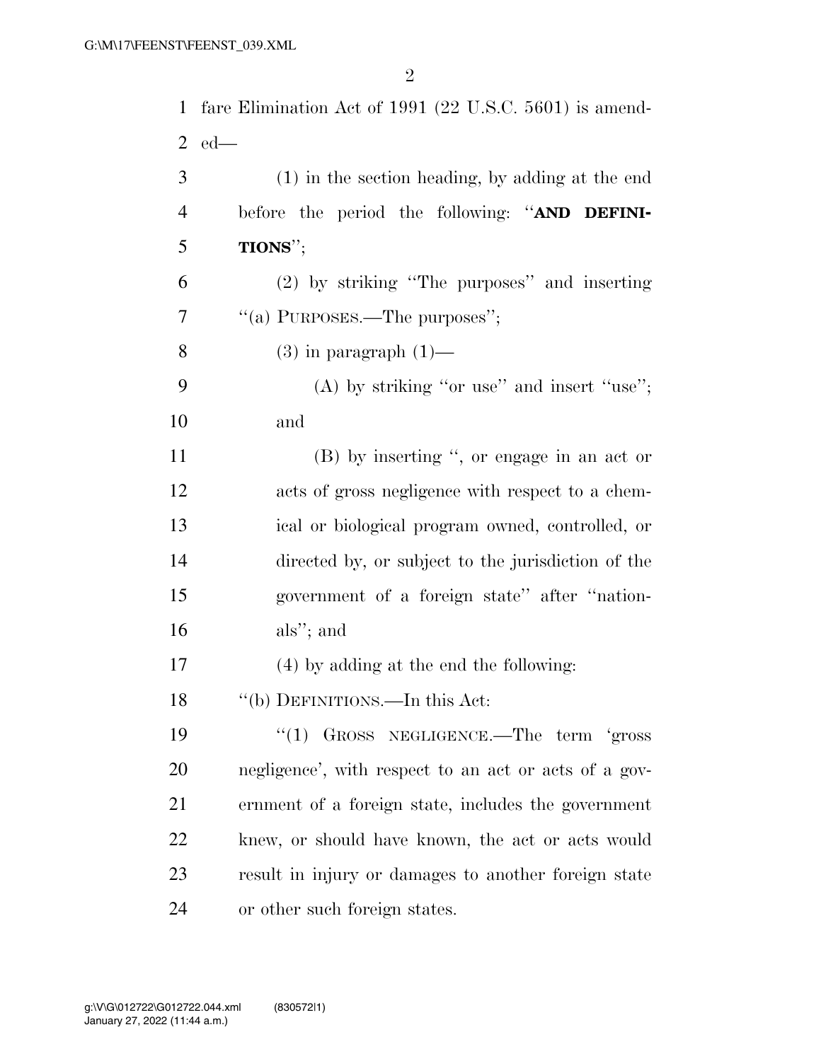fare Elimination Act of 1991 (22 U.S.C. 5601) is amended—

(1) in the section heading, by adding at the end before the period the following: "**AND DEFINITIONS**";

(2) by striking "The purposes" and inserting "(a) PURPOSES.—The purposes";

(3) in paragraph (1)—

(A) by striking "or use" and insert "use"; and

(B) by inserting ", or engage in an act or acts of gross negligence with respect to a chemical or biological program owned, controlled, or directed by, or subject to the jurisdiction of the government of a foreign state" after "nationals"; and

(4) by adding at the end the following:

"(b) DEFINITIONS.—In this Act:

"(1) GROSS NEGLIGENCE.—The term 'gross negligence', with respect to an act or acts of a government of a foreign state, includes the government knew, or should have known, the act or acts would result in injury or damages to another foreign state or other such foreign states.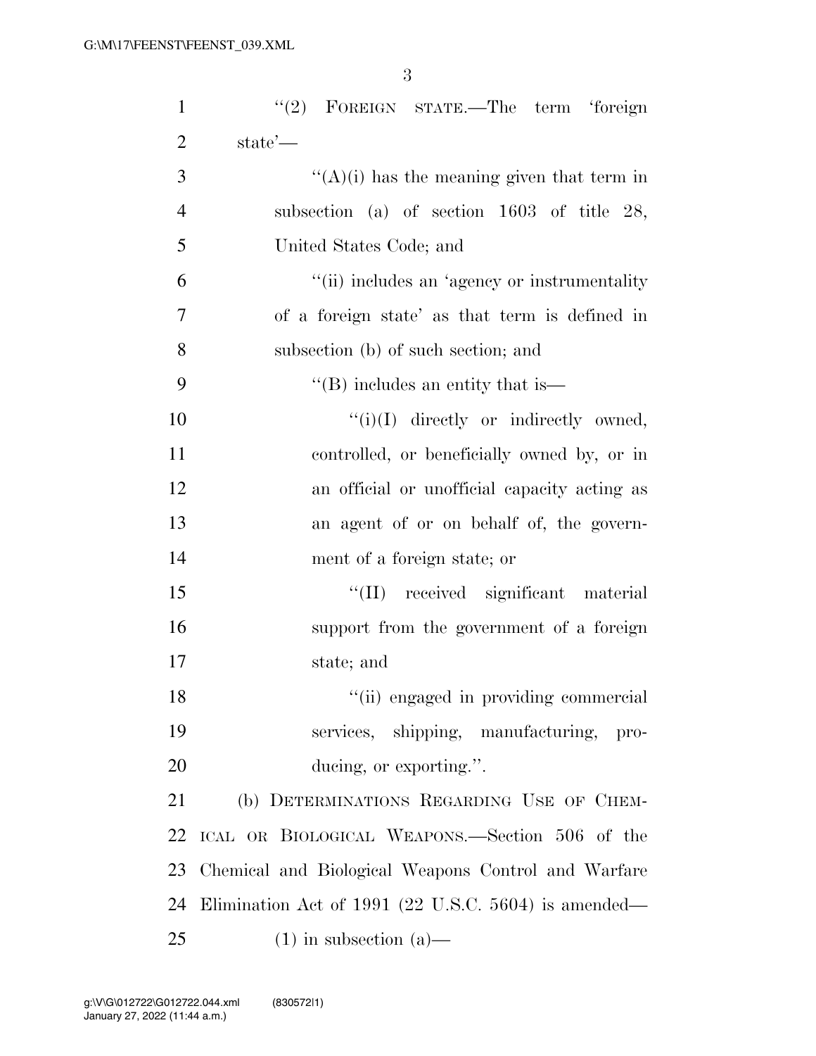"(2) FOREIGN STATE.—The term 'foreign state'—

"(A)(i) has the meaning given that term in subsection (a) of section 1603 of title 28, United States Code; and

"(ii) includes an 'agency or instrumentality of a foreign state' as that term is defined in subsection (b) of such section; and

"(B) includes an entity that is—

"(i)(I) directly or indirectly owned, controlled, or beneficially owned by, or in an official or unofficial capacity acting as an agent of or on behalf of, the government of a foreign state; or

"(II) received significant material support from the government of a foreign state; and

"(ii) engaged in providing commercial services, shipping, manufacturing, producing, or exporting.".

(b) DETERMINATIONS REGARDING USE OF CHEMICAL OR BIOLOGICAL WEAPONS.—Section 506 of the Chemical and Biological Weapons Control and Warfare Elimination Act of 1991 (22 U.S.C. 5604) is amended—

(1) in subsection (a)—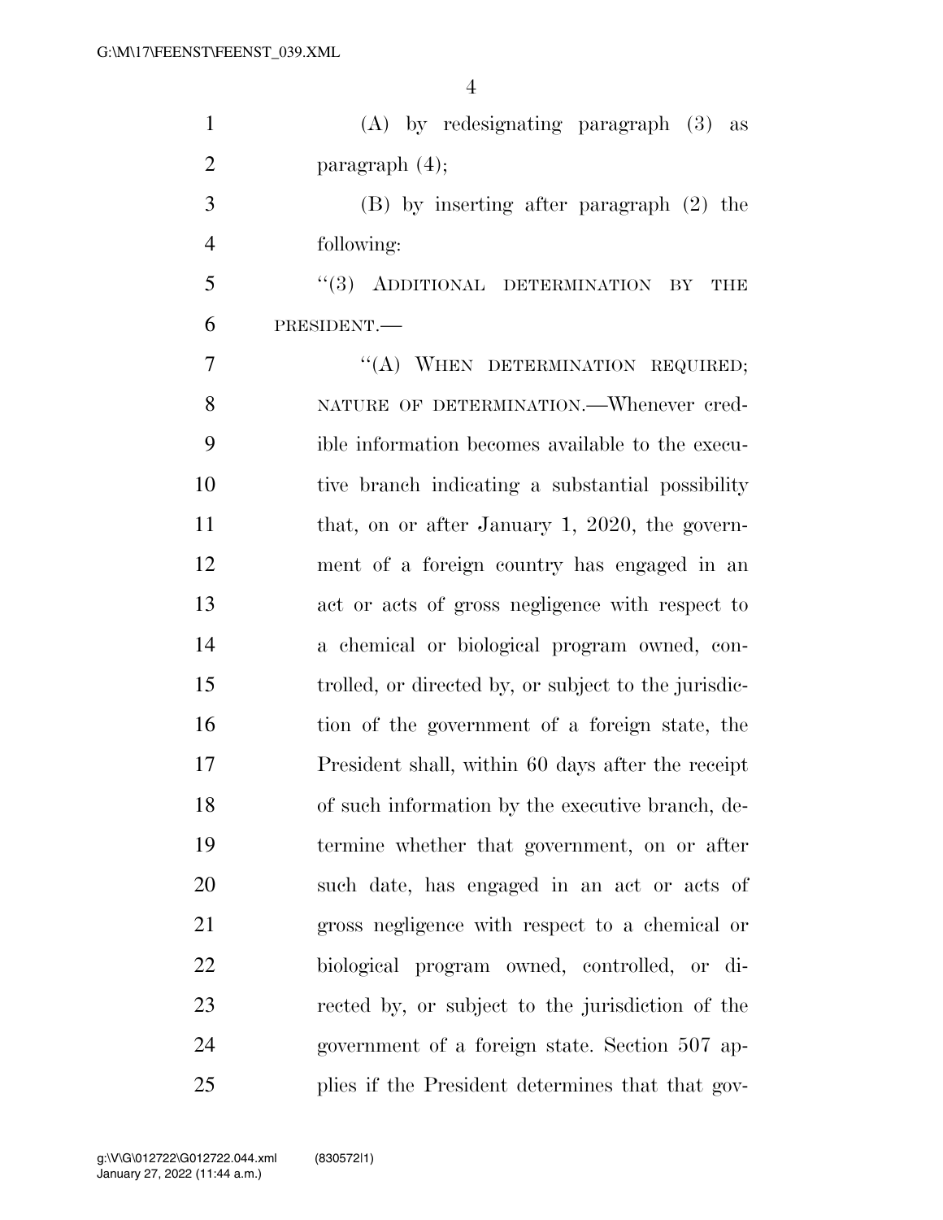(A) by redesignating paragraph (3) as paragraph (4);

(B) by inserting after paragraph (2) the following:

"(3) ADDITIONAL DETERMINATION BY THE PRESIDENT.—

"(A) WHEN DETERMINATION REQUIRED; NATURE OF DETERMINATION.—Whenever credible information becomes available to the executive branch indicating a substantial possibility that, on or after January 1, 2020, the government of a foreign country has engaged in an act or acts of gross negligence with respect to a chemical or biological program owned, controlled, or directed by, or subject to the jurisdiction of the government of a foreign state, the President shall, within 60 days after the receipt of such information by the executive branch, determine whether that government, on or after such date, has engaged in an act or acts of gross negligence with respect to a chemical or biological program owned, controlled, or directed by, or subject to the jurisdiction of the government of a foreign state. Section 507 applies if the President determines that that gov-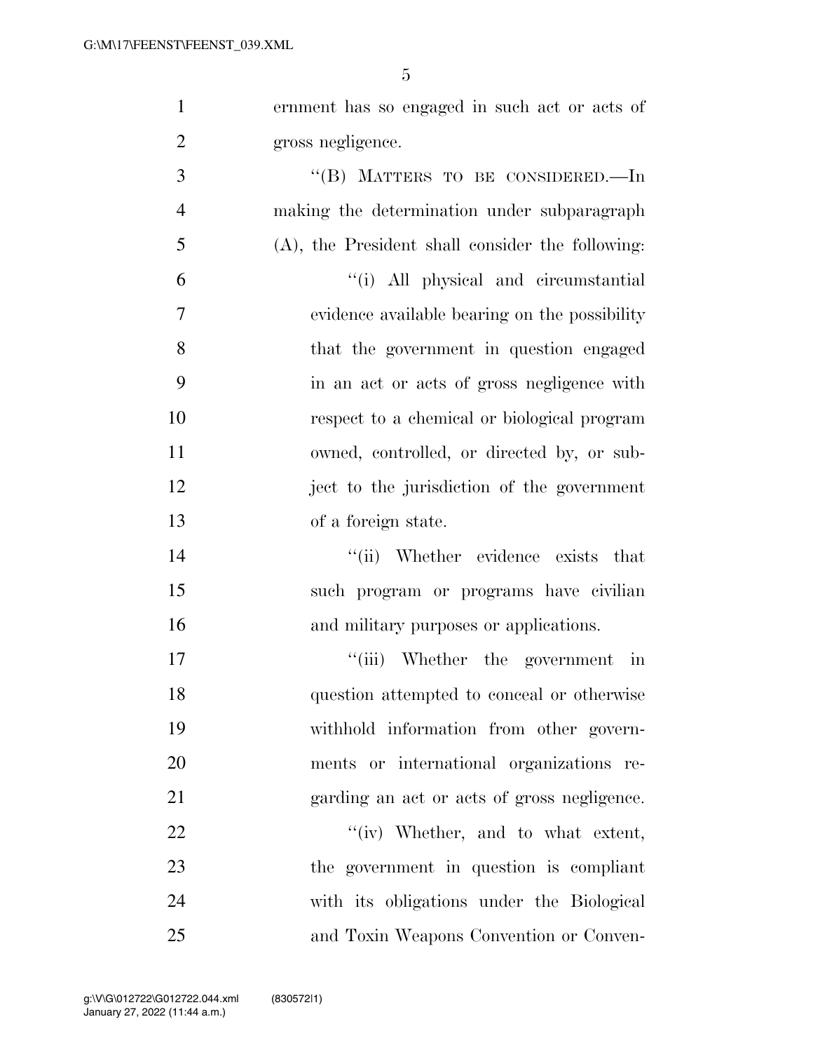ernment has so engaged in such act or acts of gross negligence.

"(B) MATTERS TO BE CONSIDERED.—In making the determination under subparagraph (A), the President shall consider the following:

"(i) All physical and circumstantial evidence available bearing on the possibility that the government in question engaged in an act or acts of gross negligence with respect to a chemical or biological program owned, controlled, or directed by, or subject to the jurisdiction of the government of a foreign state.

"(ii) Whether evidence exists that such program or programs have civilian and military purposes or applications.

"(iii) Whether the government in question attempted to conceal or otherwise withhold information from other governments or international organizations regarding an act or acts of gross negligence.

"(iv) Whether, and to what extent, the government in question is compliant with its obligations under the Biological and Toxin Weapons Convention or Conven-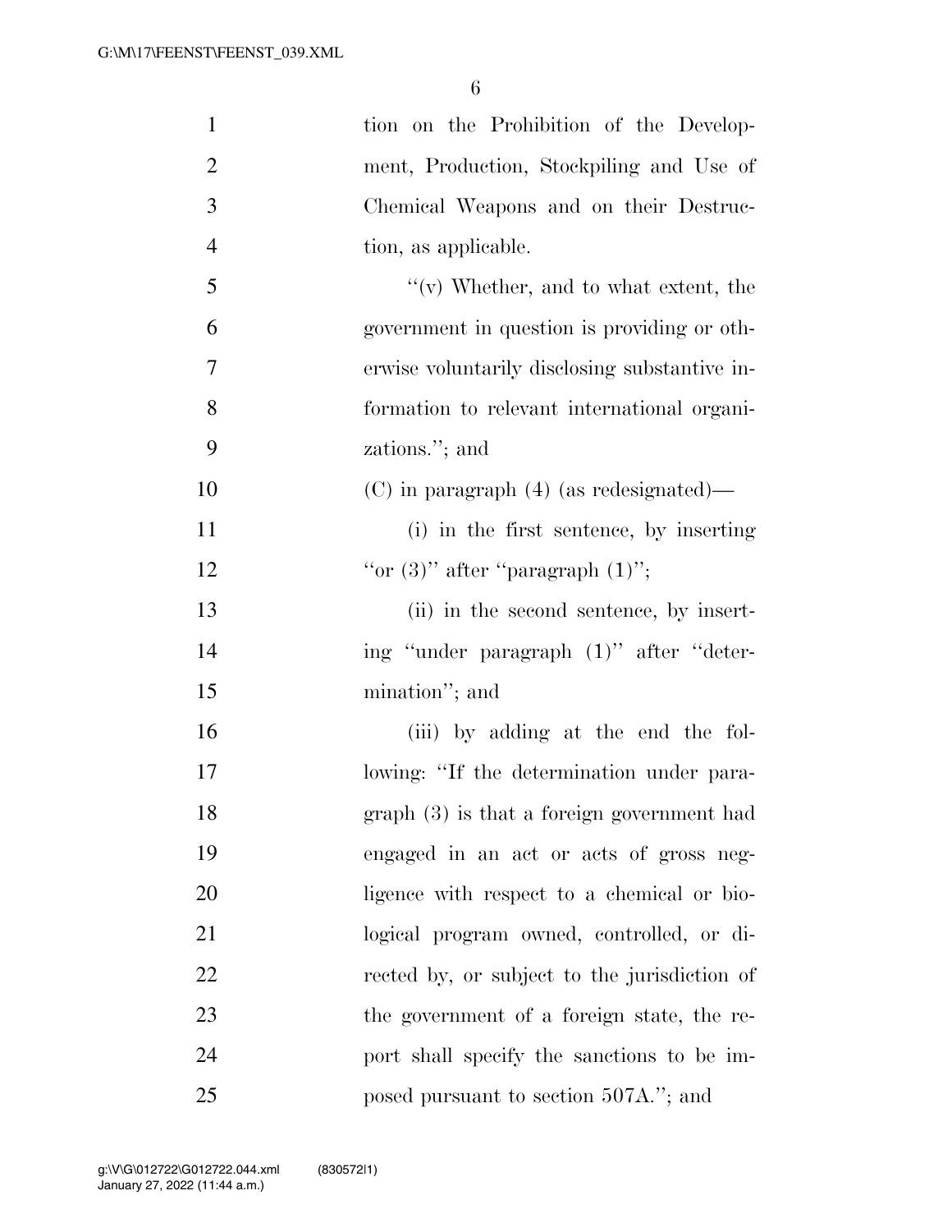tion on the Prohibition of the Development, Production, Stockpiling and Use of Chemical Weapons and on their Destruction, as applicable.

"(v) Whether, and to what extent, the government in question is providing or otherwise voluntarily disclosing substantive information to relevant international organizations."; and

(C) in paragraph (4) (as redesignated)—

(i) in the first sentence, by inserting "or (3)" after "paragraph (1)";

(ii) in the second sentence, by inserting "under paragraph (1)" after "determination"; and

(iii) by adding at the end the following: "If the determination under paragraph (3) is that a foreign government had engaged in an act or acts of gross negligence with respect to a chemical or biological program owned, controlled, or directed by, or subject to the jurisdiction of the government of a foreign state, the report shall specify the sanctions to be imposed pursuant to section 507A."; and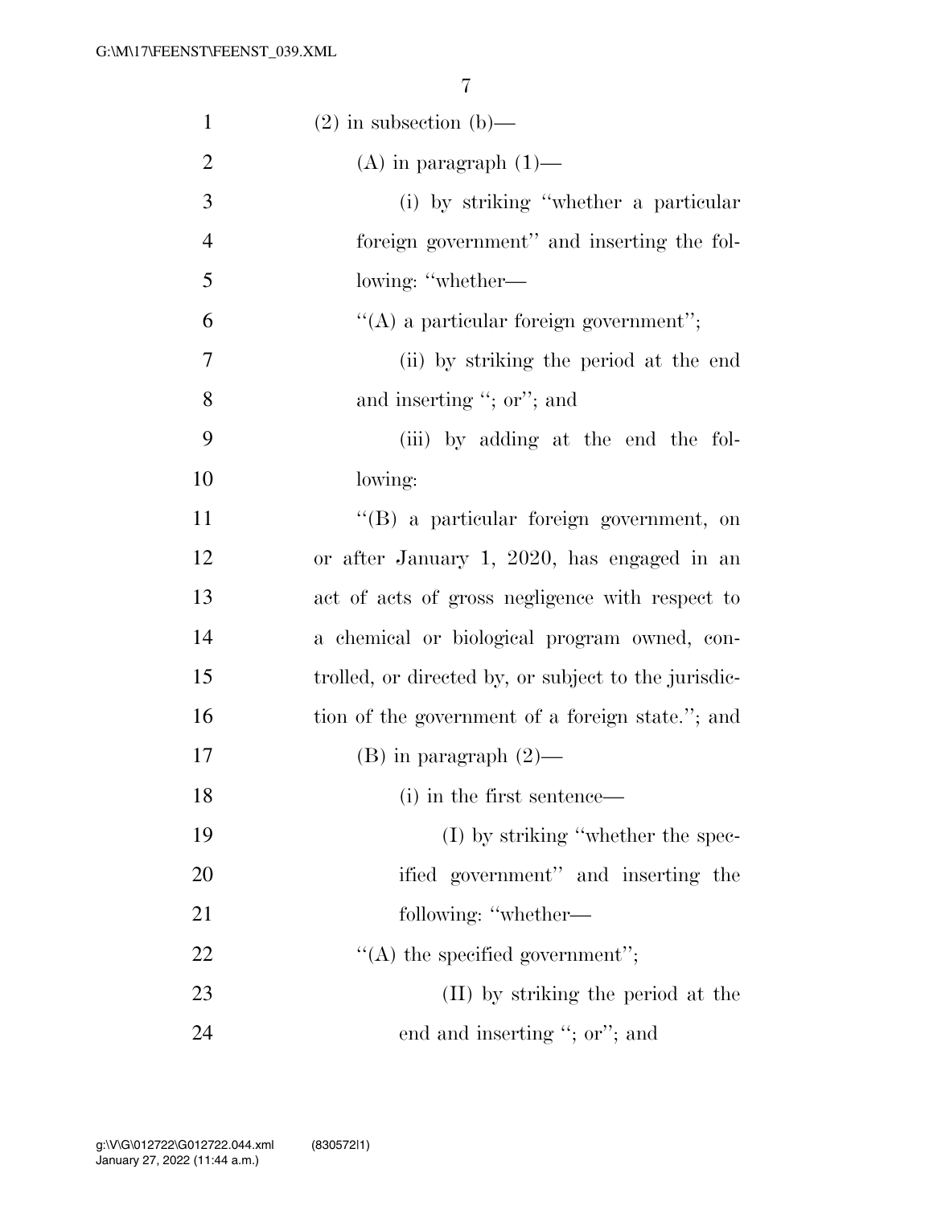(2) in subsection (b)—

(A) in paragraph (1)—

(i) by striking "whether a particular foreign government" and inserting the following: "whether—

"(A) a particular foreign government";

(ii) by striking the period at the end and inserting "; or"; and

(iii) by adding at the end the following:

"(B) a particular foreign government, on or after January 1, 2020, has engaged in an act of acts of gross negligence with respect to a chemical or biological program owned, controlled, or directed by, or subject to the jurisdiction of the government of a foreign state."; and

(B) in paragraph (2)—

(i) in the first sentence—

(I) by striking "whether the specified government" and inserting the following: "whether—

"(A) the specified government";

(II) by striking the period at the end and inserting "; or"; and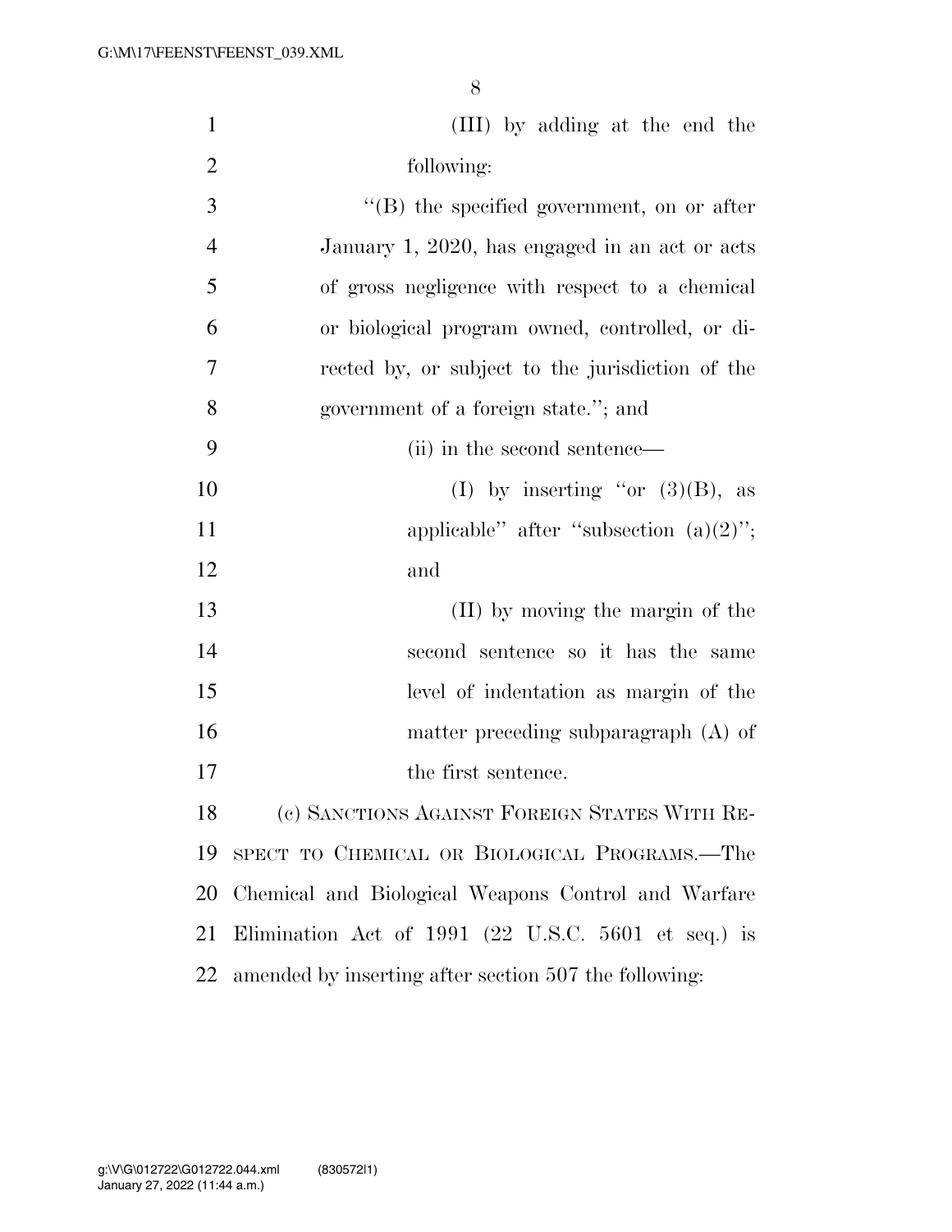(III) by adding at the end the following:

"(B) the specified government, on or after January 1, 2020, has engaged in an act or acts of gross negligence with respect to a chemical or biological program owned, controlled, or directed by, or subject to the jurisdiction of the government of a foreign state."; and

(ii) in the second sentence—

(I) by inserting "or (3)(B), as applicable" after "subsection (a)(2)"; and

(II) by moving the margin of the second sentence so it has the same level of indentation as margin of the matter preceding subparagraph (A) of the first sentence.

(c) SANCTIONS AGAINST FOREIGN STATES WITH RESPECT TO CHEMICAL OR BIOLOGICAL PROGRAMS.—The Chemical and Biological Weapons Control and Warfare Elimination Act of 1991 (22 U.S.C. 5601 et seq.) is amended by inserting after section 507 the following: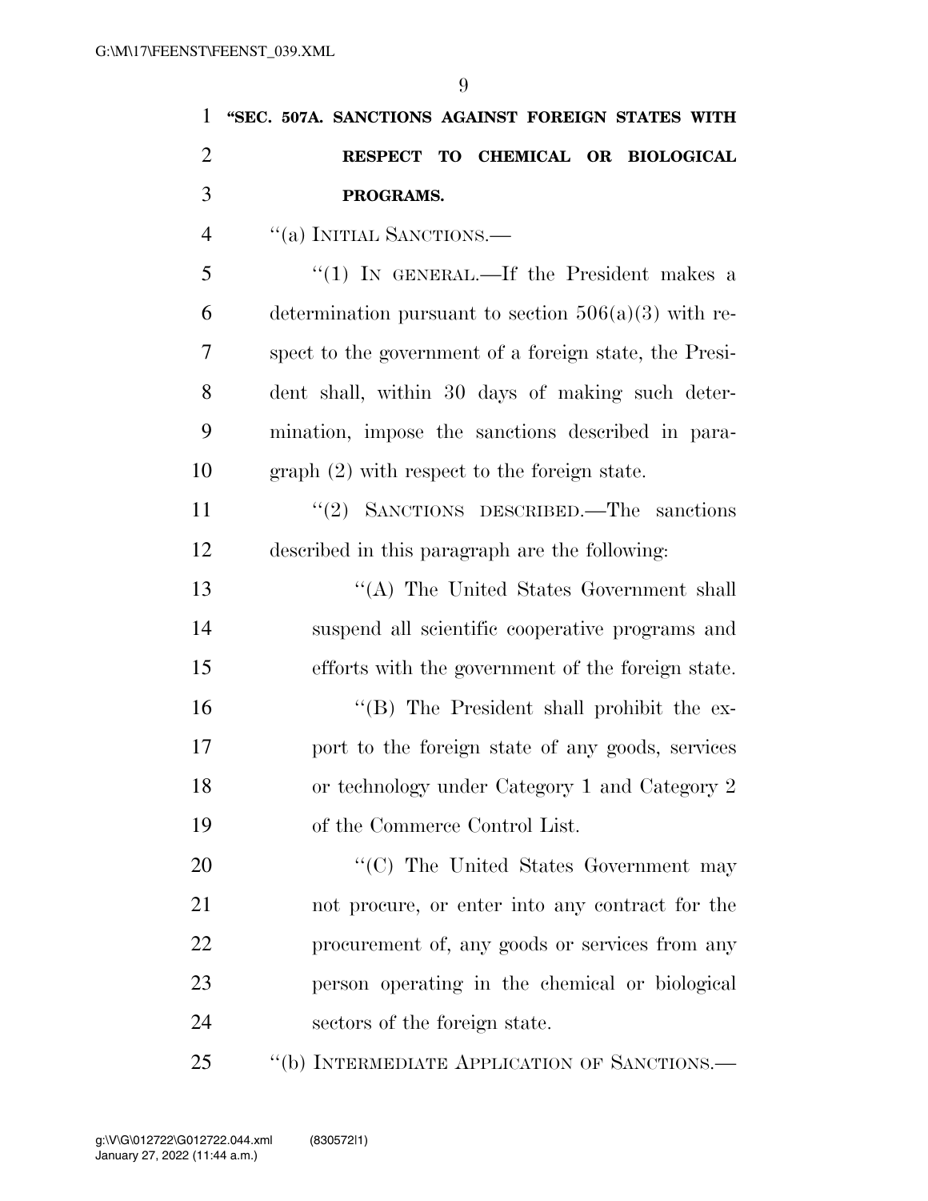**"SEC. 507A. SANCTIONS AGAINST FOREIGN STATES WITH RESPECT TO CHEMICAL OR BIOLOGICAL PROGRAMS.**

"(a) INITIAL SANCTIONS.—

"(1) IN GENERAL.—If the President makes a determination pursuant to section 506(a)(3) with respect to the government of a foreign state, the President shall, within 30 days of making such determination, impose the sanctions described in paragraph (2) with respect to the foreign state.

"(2) SANCTIONS DESCRIBED.—The sanctions described in this paragraph are the following:

"(A) The United States Government shall suspend all scientific cooperative programs and efforts with the government of the foreign state.

"(B) The President shall prohibit the export to the foreign state of any goods, services or technology under Category 1 and Category 2 of the Commerce Control List.

"(C) The United States Government may not procure, or enter into any contract for the procurement of, any goods or services from any person operating in the chemical or biological sectors of the foreign state.

"(b) INTERMEDIATE APPLICATION OF SANCTIONS.—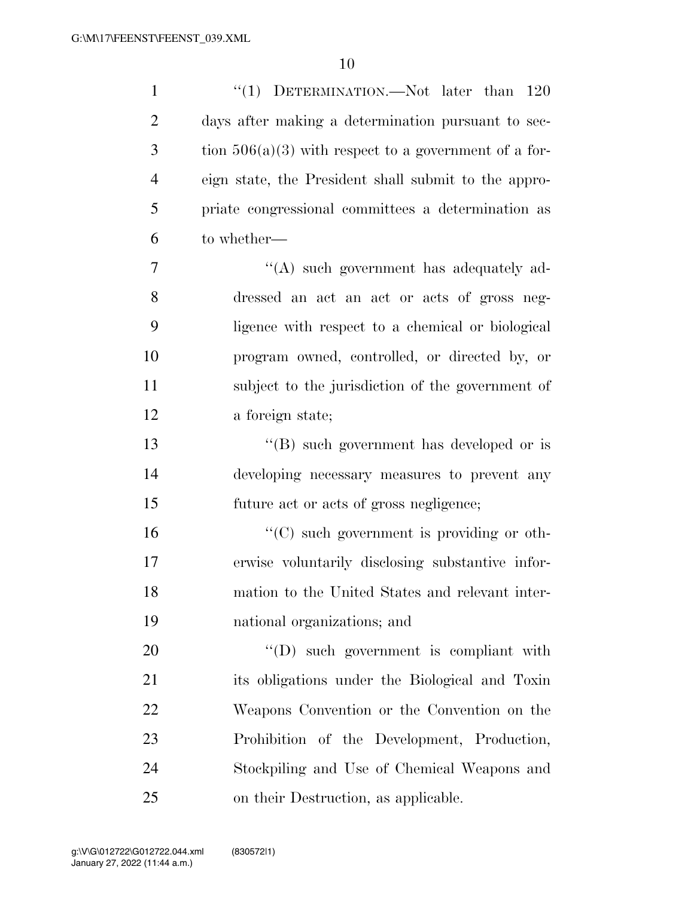"(1) DETERMINATION.—Not later than 120 days after making a determination pursuant to section 506(a)(3) with respect to a government of a foreign state, the President shall submit to the appropriate congressional committees a determination as to whether—

"(A) such government has adequately addressed an act an act or acts of gross negligence with respect to a chemical or biological program owned, controlled, or directed by, or subject to the jurisdiction of the government of a foreign state;

"(B) such government has developed or is developing necessary measures to prevent any future act or acts of gross negligence;

"(C) such government is providing or otherwise voluntarily disclosing substantive information to the United States and relevant international organizations; and

"(D) such government is compliant with its obligations under the Biological and Toxin Weapons Convention or the Convention on the Prohibition of the Development, Production, Stockpiling and Use of Chemical Weapons and on their Destruction, as applicable.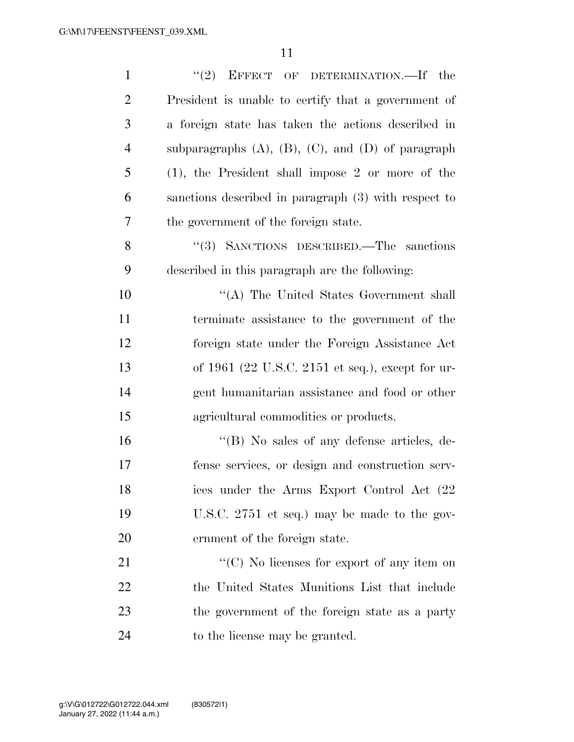''(2) EFFECT OF DETERMINATION.—If the President is unable to certify that a government of a foreign state has taken the actions described in subparagraphs (A), (B), (C), and (D) of paragraph (1), the President shall impose 2 or more of the sanctions described in paragraph (3) with respect to the government of the foreign state.

''(3) SANCTIONS DESCRIBED.—The sanctions described in this paragraph are the following:

''(A) The United States Government shall terminate assistance to the government of the foreign state under the Foreign Assistance Act of 1961 (22 U.S.C. 2151 et seq.), except for urgent humanitarian assistance and food or other agricultural commodities or products.

''(B) No sales of any defense articles, defense services, or design and construction services under the Arms Export Control Act (22 U.S.C. 2751 et seq.) may be made to the government of the foreign state.

''(C) No licenses for export of any item on the United States Munitions List that include the government of the foreign state as a party to the license may be granted.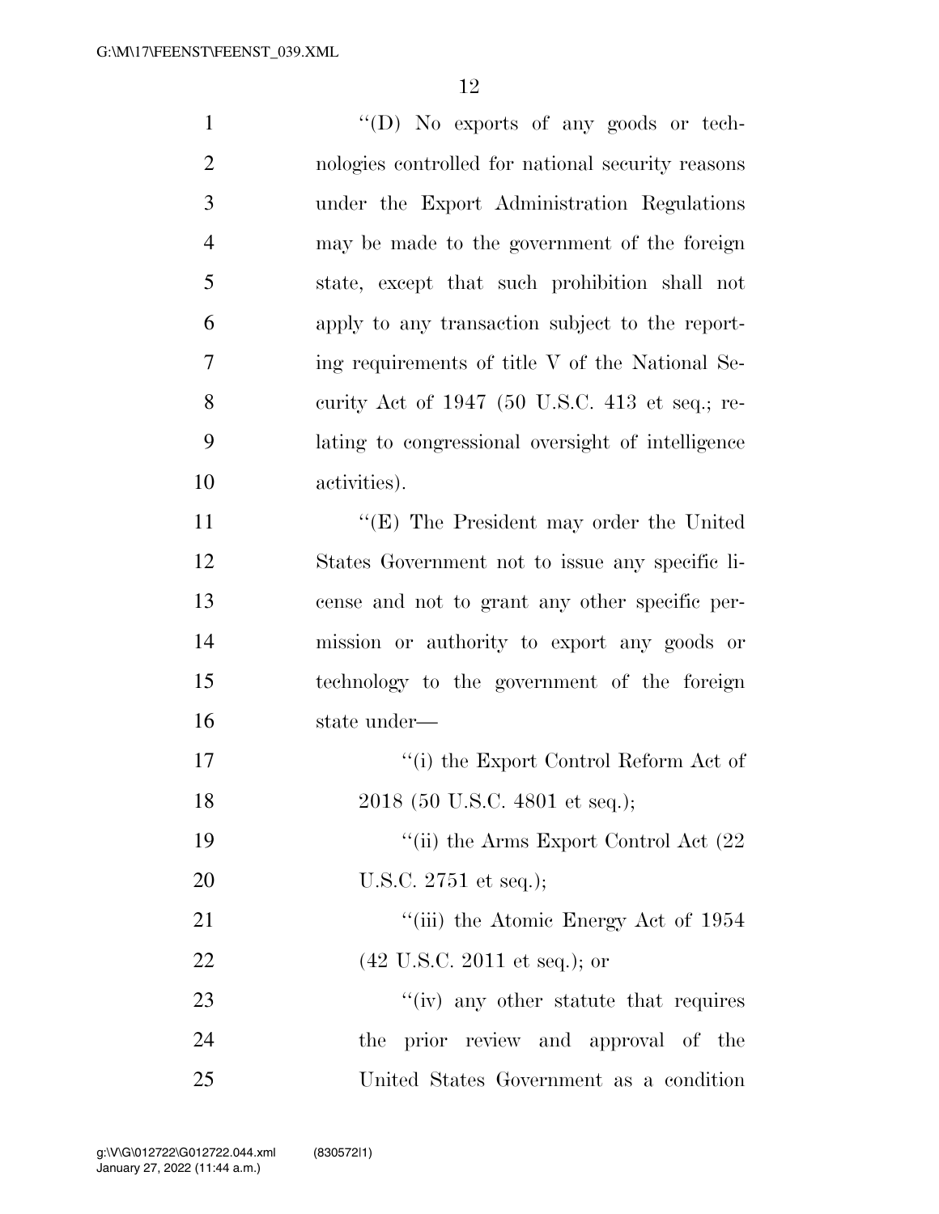''(D) No exports of any goods or technologies controlled for national security reasons under the Export Administration Regulations may be made to the government of the foreign state, except that such prohibition shall not apply to any transaction subject to the reporting requirements of title V of the National Security Act of 1947 (50 U.S.C. 413 et seq.; relating to congressional oversight of intelligence activities).

''(E) The President may order the United States Government not to issue any specific license and not to grant any other specific permission or authority to export any goods or technology to the government of the foreign state under—

''(i) the Export Control Reform Act of 2018 (50 U.S.C. 4801 et seq.);

''(ii) the Arms Export Control Act (22 U.S.C. 2751 et seq.);

''(iii) the Atomic Energy Act of 1954 (42 U.S.C. 2011 et seq.); or

''(iv) any other statute that requires the prior review and approval of the United States Government as a condition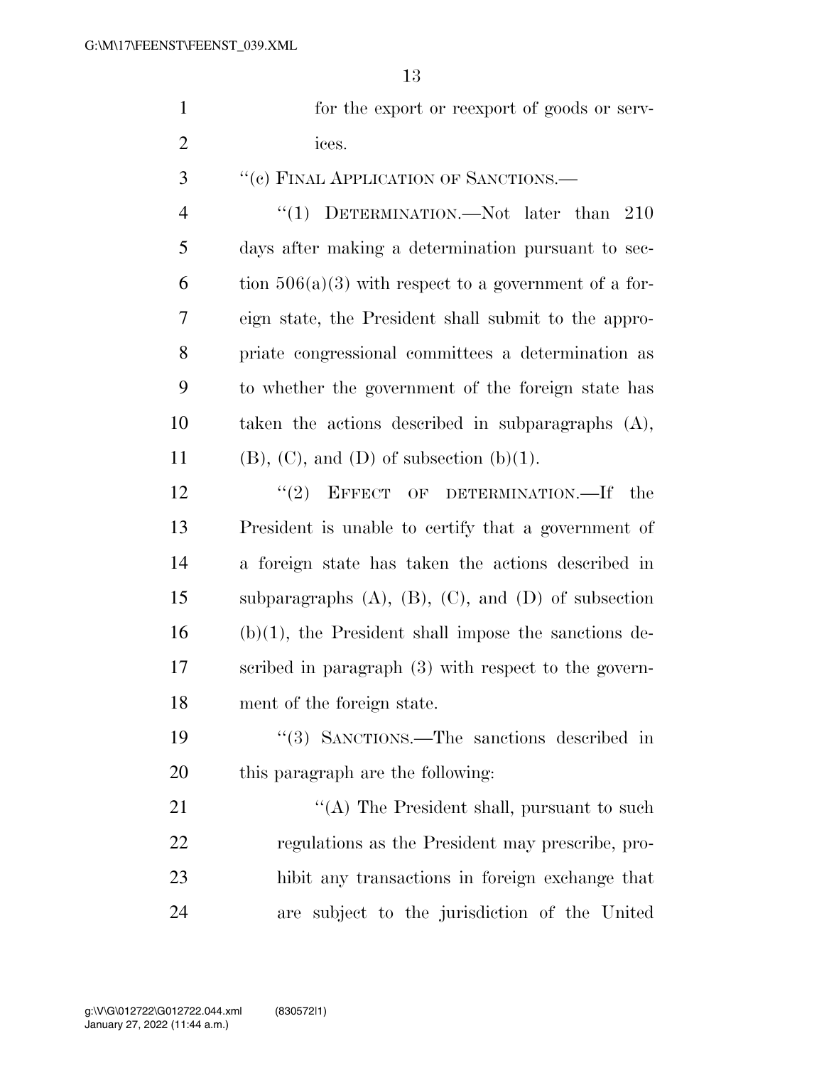for the export or reexport of goods or services.

''(c) FINAL APPLICATION OF SANCTIONS.—

''(1) DETERMINATION.—Not later than 210 days after making a determination pursuant to section 506(a)(3) with respect to a government of a foreign state, the President shall submit to the appropriate congressional committees a determination as to whether the government of the foreign state has taken the actions described in subparagraphs (A), (B), (C), and (D) of subsection (b)(1).

''(2) EFFECT OF DETERMINATION.—If the President is unable to certify that a government of a foreign state has taken the actions described in subparagraphs (A), (B), (C), and (D) of subsection (b)(1), the President shall impose the sanctions described in paragraph (3) with respect to the government of the foreign state.

''(3) SANCTIONS.—The sanctions described in this paragraph are the following:

''(A) The President shall, pursuant to such regulations as the President may prescribe, prohibit any transactions in foreign exchange that are subject to the jurisdiction of the United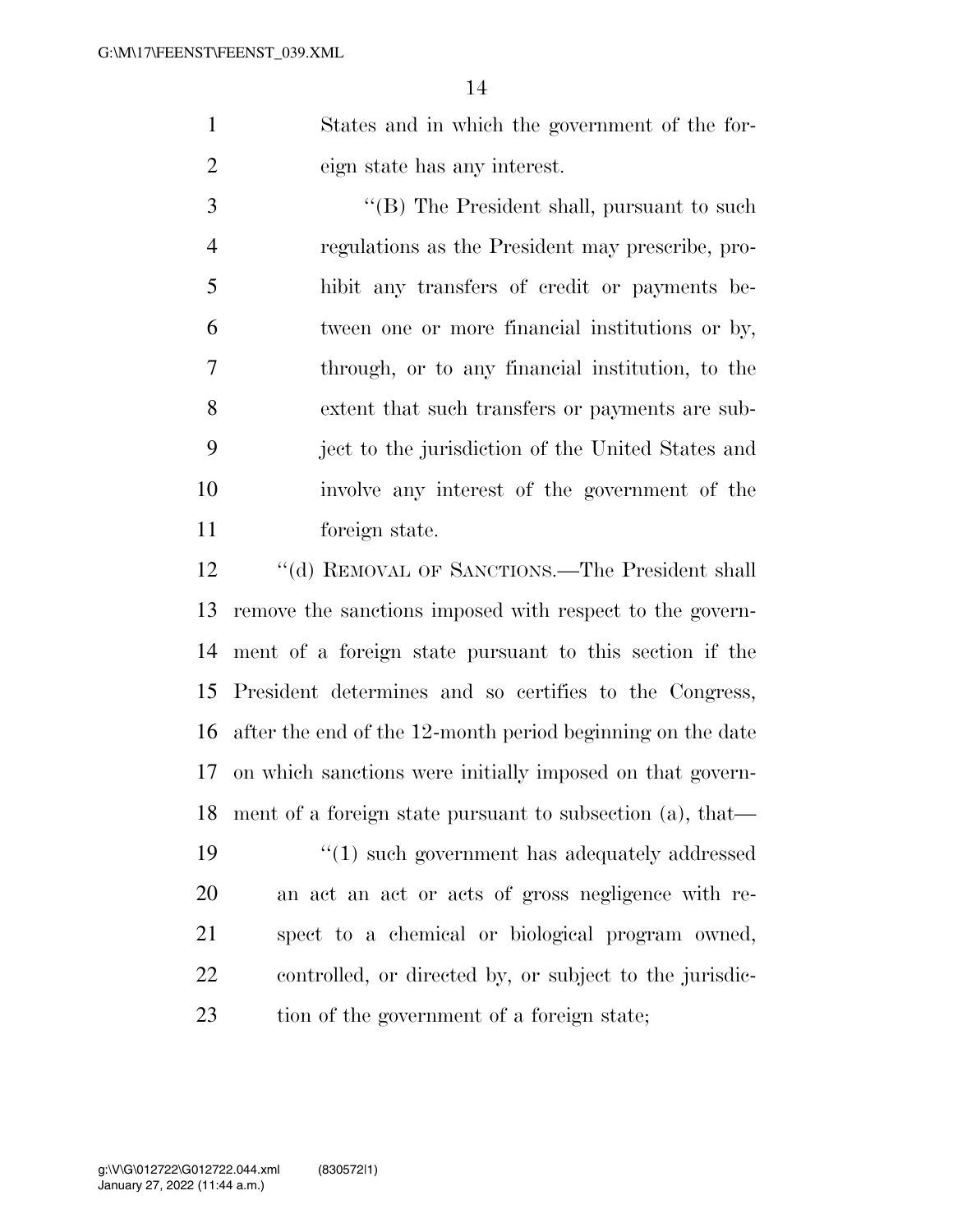States and in which the government of the foreign state has any interest.

"(B) The President shall, pursuant to such regulations as the President may prescribe, prohibit any transfers of credit or payments between one or more financial institutions or by, through, or to any financial institution, to the extent that such transfers or payments are subject to the jurisdiction of the United States and involve any interest of the government of the foreign state.

"(d) REMOVAL OF SANCTIONS.—The President shall remove the sanctions imposed with respect to the government of a foreign state pursuant to this section if the President determines and so certifies to the Congress, after the end of the 12-month period beginning on the date on which sanctions were initially imposed on that government of a foreign state pursuant to subsection (a), that—

"(1) such government has adequately addressed an act an act or acts of gross negligence with respect to a chemical or biological program owned, controlled, or directed by, or subject to the jurisdiction of the government of a foreign state;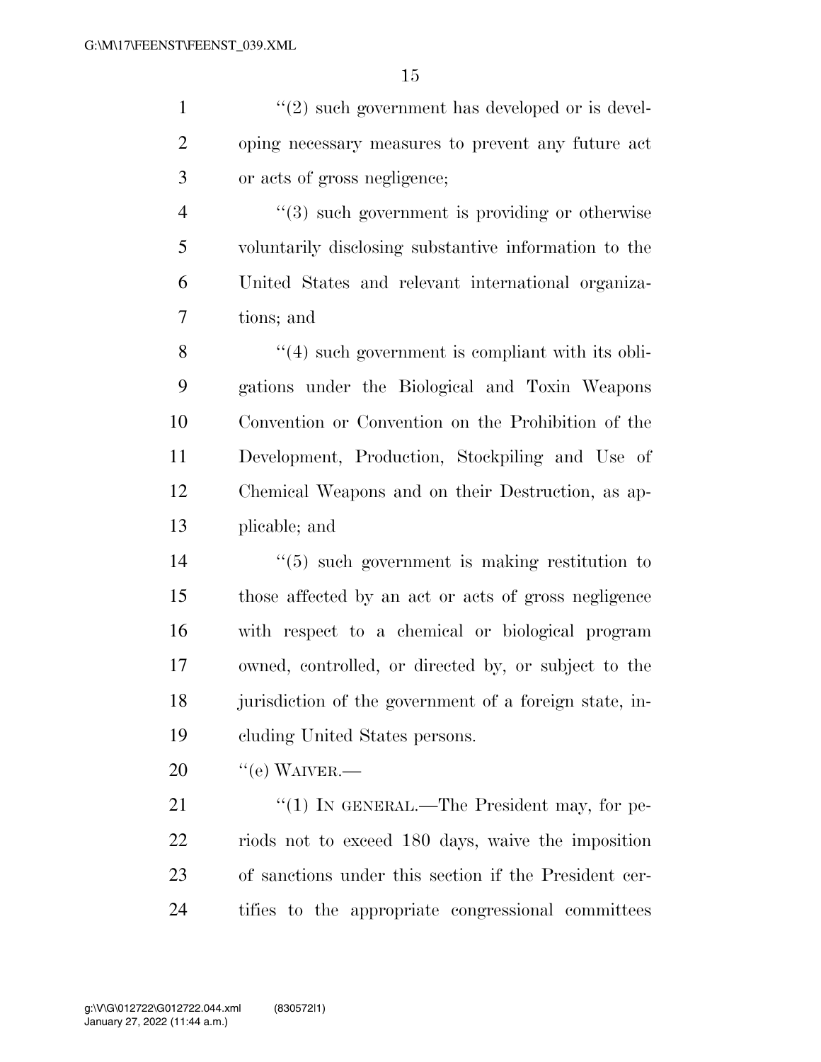"(2) such government has developed or is developing necessary measures to prevent any future act or acts of gross negligence;

"(3) such government is providing or otherwise voluntarily disclosing substantive information to the United States and relevant international organizations; and

"(4) such government is compliant with its obligations under the Biological and Toxin Weapons Convention or Convention on the Prohibition of the Development, Production, Stockpiling and Use of Chemical Weapons and on their Destruction, as applicable; and

"(5) such government is making restitution to those affected by an act or acts of gross negligence with respect to a chemical or biological program owned, controlled, or directed by, or subject to the jurisdiction of the government of a foreign state, including United States persons.

"(e) WAIVER.—

"(1) IN GENERAL.—The President may, for periods not to exceed 180 days, waive the imposition of sanctions under this section if the President certifies to the appropriate congressional committees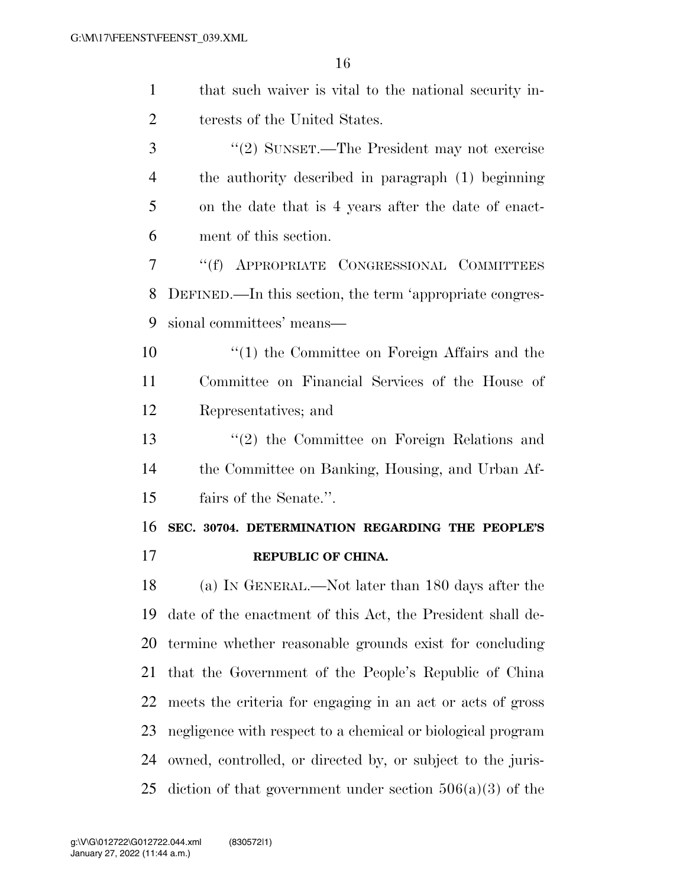that such waiver is vital to the national security interests of the United States.

"(2) SUNSET.—The President may not exercise the authority described in paragraph (1) beginning on the date that is 4 years after the date of enactment of this section.

"(f) APPROPRIATE CONGRESSIONAL COMMITTEES DEFINED.—In this section, the term 'appropriate congressional committees' means—

"(1) the Committee on Foreign Affairs and the Committee on Financial Services of the House of Representatives; and

"(2) the Committee on Foreign Relations and the Committee on Banking, Housing, and Urban Affairs of the Senate.".

**SEC. 30704. DETERMINATION REGARDING THE PEOPLE'S REPUBLIC OF CHINA.**

(a) IN GENERAL.—Not later than 180 days after the date of the enactment of this Act, the President shall determine whether reasonable grounds exist for concluding that the Government of the People's Republic of China meets the criteria for engaging in an act or acts of gross negligence with respect to a chemical or biological program owned, controlled, or directed by, or subject to the jurisdiction of that government under section 506(a)(3) of the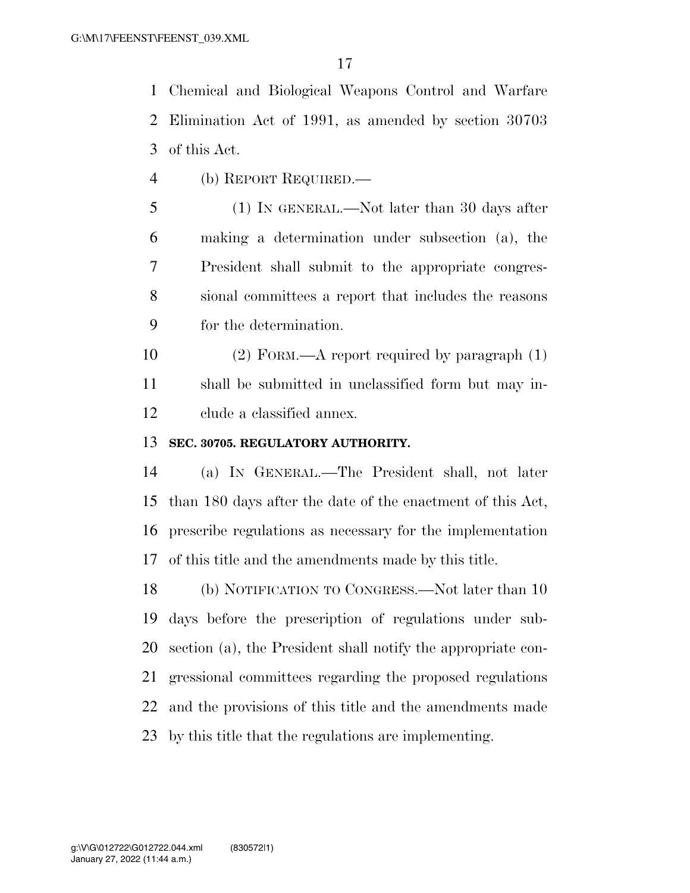Chemical and Biological Weapons Control and Warfare Elimination Act of 1991, as amended by section 30703 of this Act.

(b) REPORT REQUIRED.—

(1) IN GENERAL.—Not later than 30 days after making a determination under subsection (a), the President shall submit to the appropriate congressional committees a report that includes the reasons for the determination.

(2) FORM.—A report required by paragraph (1) shall be submitted in unclassified form but may include a classified annex.

**SEC. 30705. REGULATORY AUTHORITY.**

(a) IN GENERAL.—The President shall, not later than 180 days after the date of the enactment of this Act, prescribe regulations as necessary for the implementation of this title and the amendments made by this title.

(b) NOTIFICATION TO CONGRESS.—Not later than 10 days before the prescription of regulations under subsection (a), the President shall notify the appropriate congressional committees regarding the proposed regulations and the provisions of this title and the amendments made by this title that the regulations are implementing.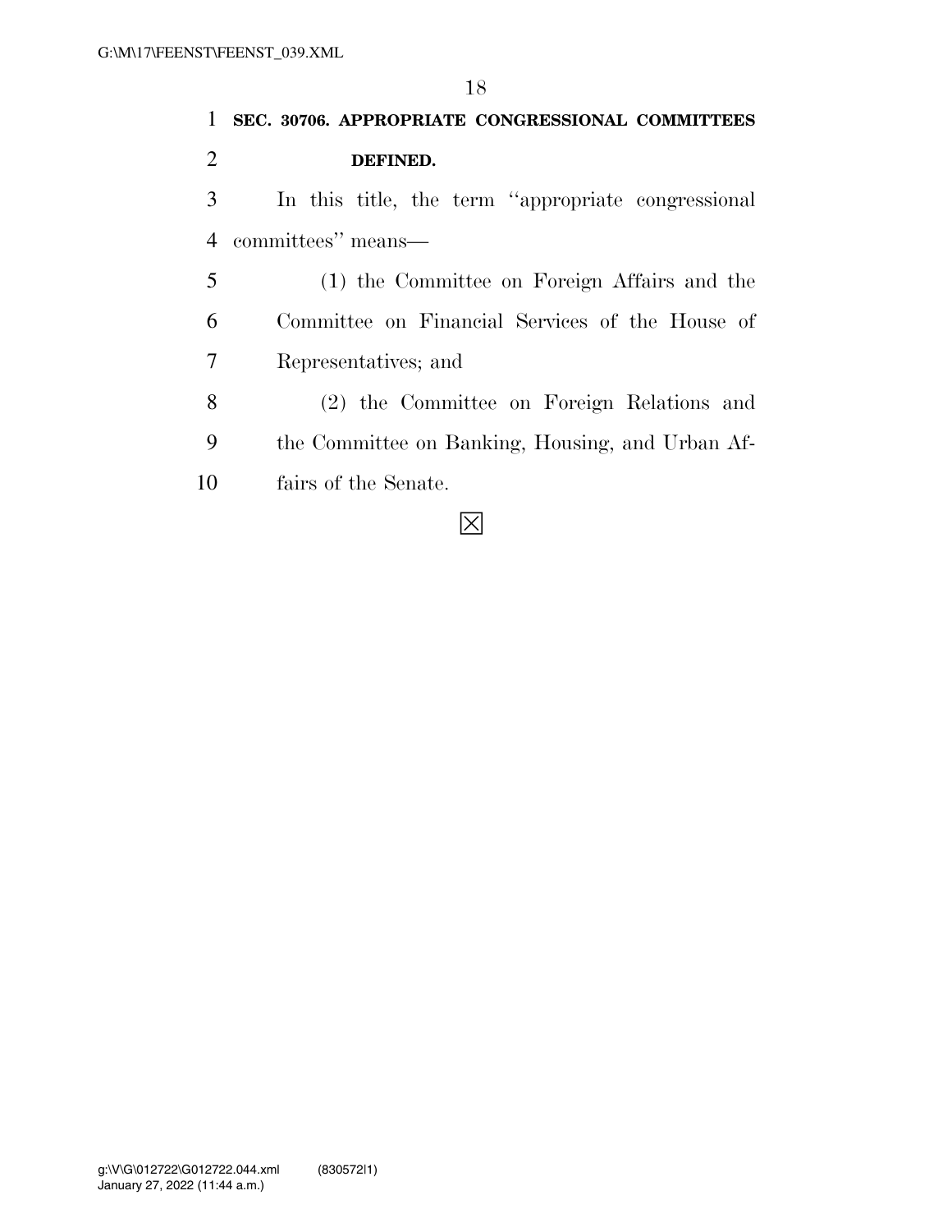**SEC. 30706. APPROPRIATE CONGRESSIONAL COMMITTEES DEFINED.**

In this title, the term "appropriate congressional committees" means—

(1) the Committee on Foreign Affairs and the Committee on Financial Services of the House of Representatives; and

(2) the Committee on Foreign Relations and the Committee on Banking, Housing, and Urban Affairs of the Senate.